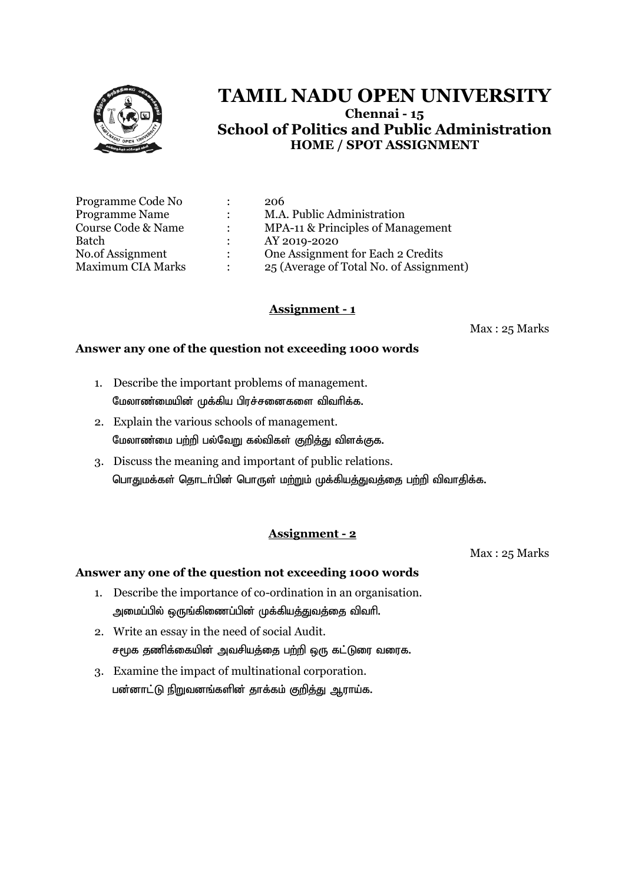# TAMIL NADU OPEN UNIVERSITY

**Chennai - 15**

## School of Politics and Public Administration

**HOME / SPOT ASSIGNMENT**

| | | |
|---|---|---|
| Programme Code No | : | 206 |
| Programme Name | : | M.A. Public Administration |
| Course Code & Name | : | MPA-11 & Principles of Management |
| Batch | : | AY 2019-2020 |
| No.of Assignment | : | One Assignment for Each 2 Credits |
| Maximum CIA Marks | : | 25 (Average of Total No. of Assignment) |

### Assignment - 1

Max : 25 Marks

**Answer any one of the question not exceeding 1000 words**

1. Describe the important problems of management.
   மேலாண்மையின் முக்கிய பிரச்சனைகளை விவரிக்க.
2. Explain the various schools of management.
   மேலாண்மை பற்றி பல்வேறு கல்விகள் குறித்து விளக்குக.
3. Discuss the meaning and important of public relations.
   பொதுமக்கள் தொடர்பின் பொருள் மற்றும் முக்கியத்துவத்தை பற்றி விவாதிக்க.

### Assignment - 2

Max : 25 Marks

**Answer any one of the question not exceeding 1000 words**

1. Describe the importance of co-ordination in an organisation.
   அமைப்பில் ஒருங்கிணைப்பின் முக்கியத்துவத்தை விவரி.
2. Write an essay in the need of social Audit.
   சமூக தணிக்கையின் அவசியத்தை பற்றி ஒரு கட்டுரை வரைக.
3. Examine the impact of multinational corporation.
   பன்னாட்டு நிறுவனங்களின் தாக்கம் குறித்து ஆராய்க.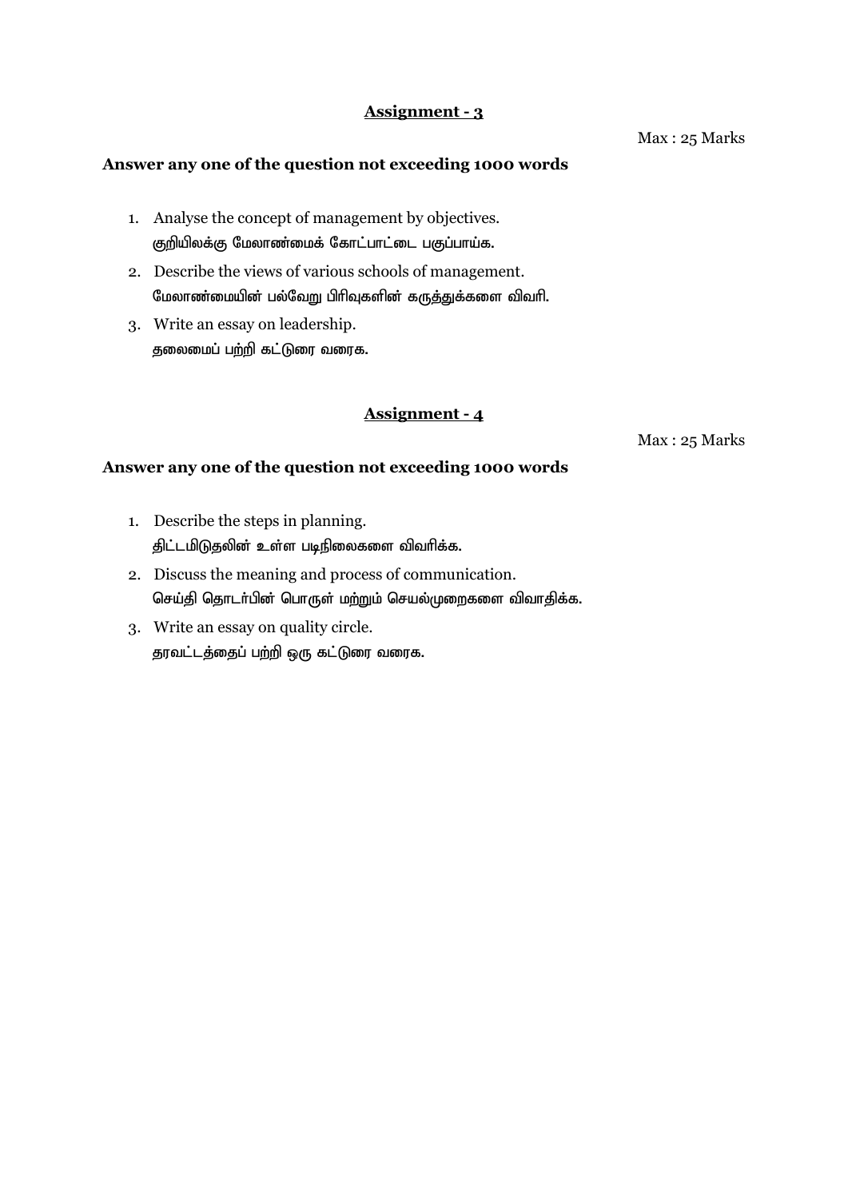## Assignment - 3

Max : 25 Marks

**Answer any one of the question not exceeding 1000 words**

1. Analyse the concept of management by objectives.
   குறியிலக்கு மேலாண்மைக் கோட்பாட்டை பகுப்பாய்க.
2. Describe the views of various schools of management.
   மேலாண்மையின் பல்வேறு பிரிவுகளின் கருத்துக்களை விவரி.
3. Write an essay on leadership.
   தலைமைப் பற்றி கட்டுரை வரைக.

## Assignment - 4

Max : 25 Marks

**Answer any one of the question not exceeding 1000 words**

1. Describe the steps in planning.
   திட்டமிடுதலின் உள்ள படிநிலைகளை விவரிக்க.
2. Discuss the meaning and process of communication.
   செய்தி தொடர்பின் பொருள் மற்றும் செயல்முறைகளை விவாதிக்க.
3. Write an essay on quality circle.
   தரவட்டத்தைப் பற்றி ஒரு கட்டுரை வரைக.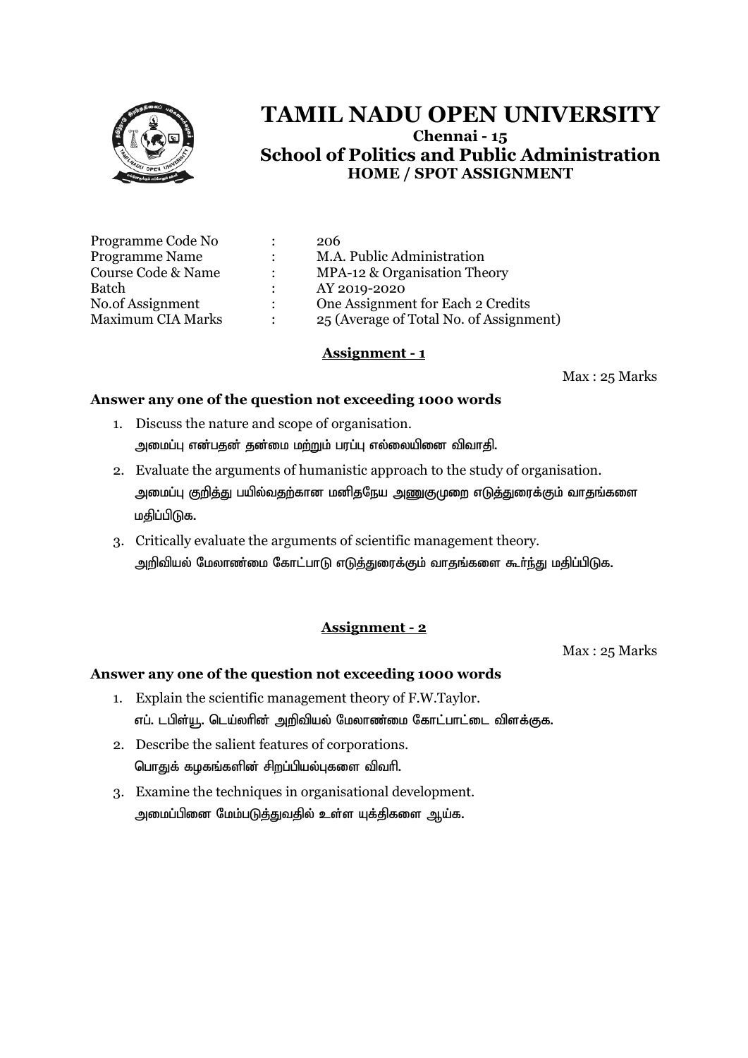# TAMIL NADU OPEN UNIVERSITY

**Chennai - 15**

## School of Politics and Public Administration

**HOME / SPOT ASSIGNMENT**

| | | |
|---|---|---|
| Programme Code No | : | 206 |
| Programme Name | : | M.A. Public Administration |
| Course Code & Name | : | MPA-12 & Organisation Theory |
| Batch | : | AY 2019-2020 |
| No.of Assignment | : | One Assignment for Each 2 Credits |
| Maximum CIA Marks | : | 25 (Average of Total No. of Assignment) |

### Assignment - 1

Max : 25 Marks

**Answer any one of the question not exceeding 1000 words**

1. Discuss the nature and scope of organisation.
   அமைப்பு என்பதன் தன்மை மற்றும் பரப்பு எல்லையினை விவாதி.
2. Evaluate the arguments of humanistic approach to the study of organisation.
   அமைப்பு குறித்து பயில்வதற்கான மனிதநேய அணுகுமுறை எடுத்துரைக்கும் வாதங்களை மதிப்பிடுக.
3. Critically evaluate the arguments of scientific management theory.
   அறிவியல் மேலாண்மை கோட்பாடு எடுத்துரைக்கும் வாதங்களை கூர்ந்து மதிப்பிடுக.

### Assignment - 2

Max : 25 Marks

**Answer any one of the question not exceeding 1000 words**

1. Explain the scientific management theory of F.W.Taylor.
   எப். டபிள்யூ. டெய்லரின் அறிவியல் மேலாண்மை கோட்பாட்டை விளக்குக.
2. Describe the salient features of corporations.
   பொதுக் கழகங்களின் சிறப்பியல்புகளை விவரி.
3. Examine the techniques in organisational development.
   அமைப்பினை மேம்படுத்துவதில் உள்ள யுக்திகளை ஆய்க.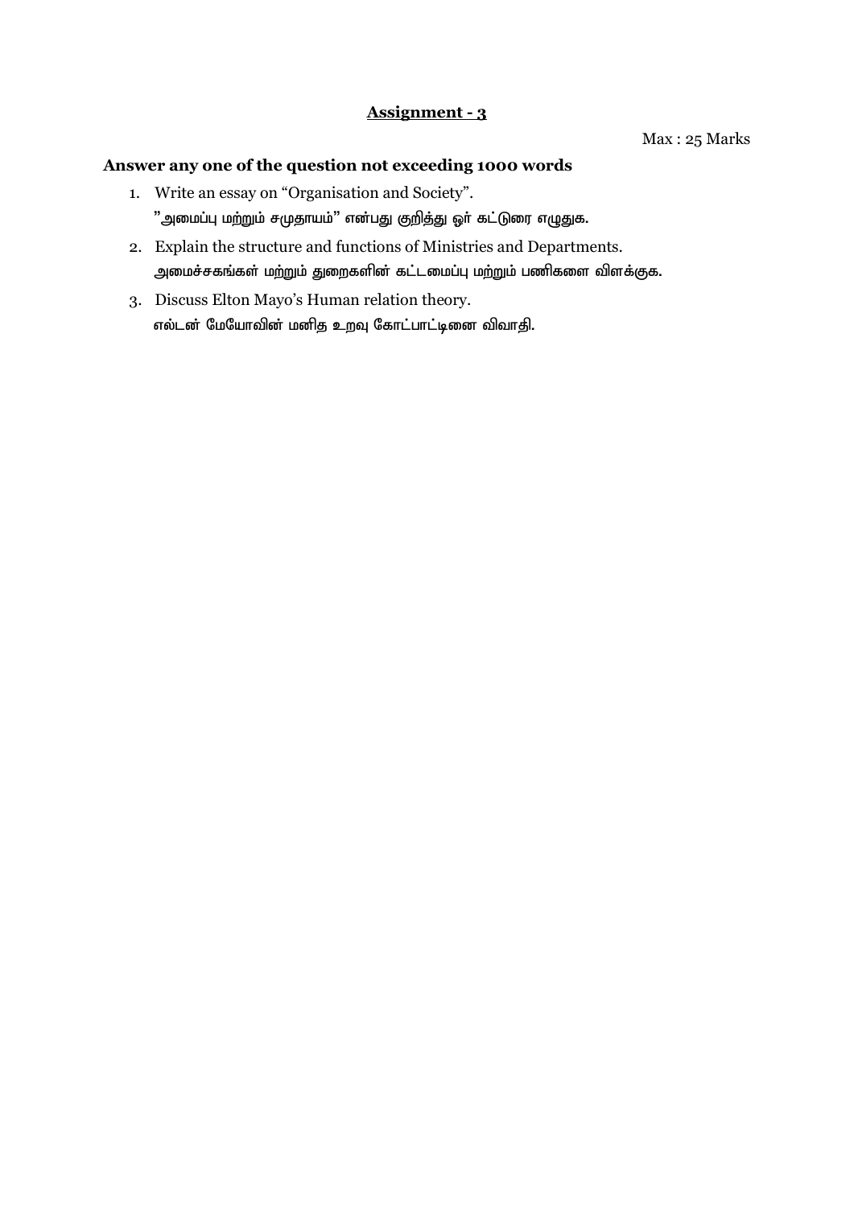## Assignment - 3

Max : 25 Marks

**Answer any one of the question not exceeding 1000 words**

1. Write an essay on "Organisation and Society".
   "அமைப்பு மற்றும் சமுதாயம்" என்பது குறித்து ஓர் கட்டுரை எழுதுக.
2. Explain the structure and functions of Ministries and Departments.
   அமைச்சகங்கள் மற்றும் துறைகளின் கட்டமைப்பு மற்றும் பணிகளை விளக்குக.
3. Discuss Elton Mayo's Human relation theory.
   எல்டன் மேயோவின் மனித உறவு கோட்பாட்டினை விவாதி.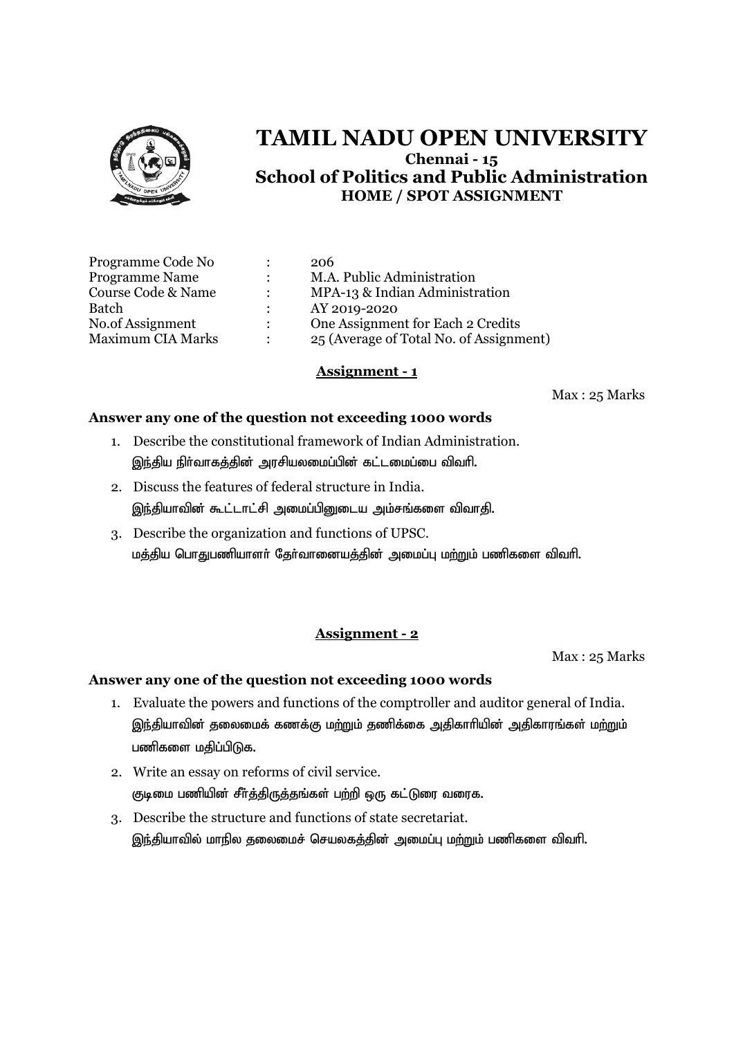# TAMIL NADU OPEN UNIVERSITY

**Chennai - 15**

## School of Politics and Public Administration

**HOME / SPOT ASSIGNMENT**

| | | |
|---|---|---|
| Programme Code No | : | 206 |
| Programme Name | : | M.A. Public Administration |
| Course Code & Name | : | MPA-13 & Indian Administration |
| Batch | : | AY 2019-2020 |
| No.of Assignment | : | One Assignment for Each 2 Credits |
| Maximum CIA Marks | : | 25 (Average of Total No. of Assignment) |

### Assignment - 1

Max : 25 Marks

**Answer any one of the question not exceeding 1000 words**

1. Describe the constitutional framework of Indian Administration.
   இந்திய நிர்வாகத்தின் அரசியலமைப்பின் கட்டமைப்பை விவரி.
2. Discuss the features of federal structure in India.
   இந்தியாவின் கூட்டாட்சி அமைப்பினுடைய அம்சங்களை விவாதி.
3. Describe the organization and functions of UPSC.
   மத்திய பொதுபணியாளர் தேர்வாணையத்தின் அமைப்பு மற்றும் பணிகளை விவரி.

### Assignment - 2

Max : 25 Marks

**Answer any one of the question not exceeding 1000 words**

1. Evaluate the powers and functions of the comptroller and auditor general of India.
   இந்தியாவின் தலைமைக் கணக்கு மற்றும் தணிக்கை அதிகாரியின் அதிகாரங்கள் மற்றும் பணிகளை மதிப்பிடுக.
2. Write an essay on reforms of civil service.
   குடிமை பணியின் சீர்த்திருத்தங்கள் பற்றி ஒரு கட்டுரை வரைக.
3. Describe the structure and functions of state secretariat.
   இந்தியாவில் மாநில தலைமைச் செயலகத்தின் அமைப்பு மற்றும் பணிகளை விவரி.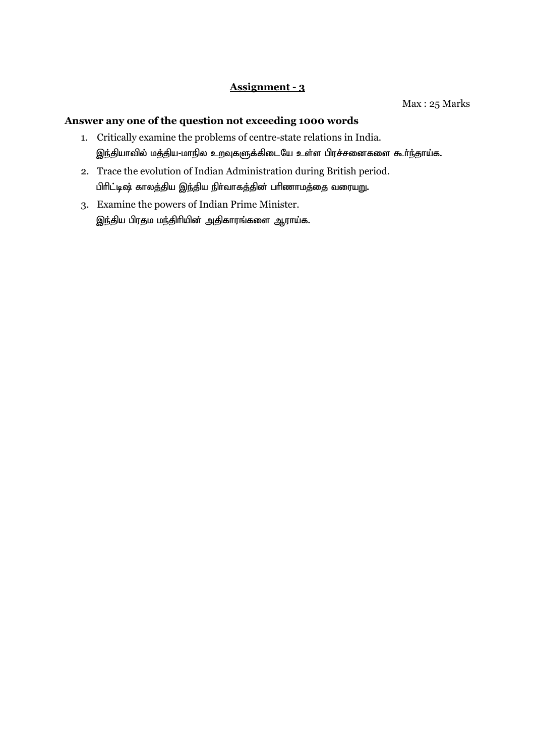## Assignment - 3

Max : 25 Marks

**Answer any one of the question not exceeding 1000 words**

1. Critically examine the problems of centre-state relations in India.
   இந்தியாவில் மத்திய-மாநில உறவுகளுக்கிடையே உள்ள பிரச்சனைகளை கூர்ந்தாய்க.
2. Trace the evolution of Indian Administration during British period.
   பிரிட்டிஷ் காலத்திய இந்திய நிர்வாகத்தின் பரிணாமத்தை வரையறு.
3. Examine the powers of Indian Prime Minister.
   இந்திய பிரதம மந்திரியின் அதிகாரங்களை ஆராய்க.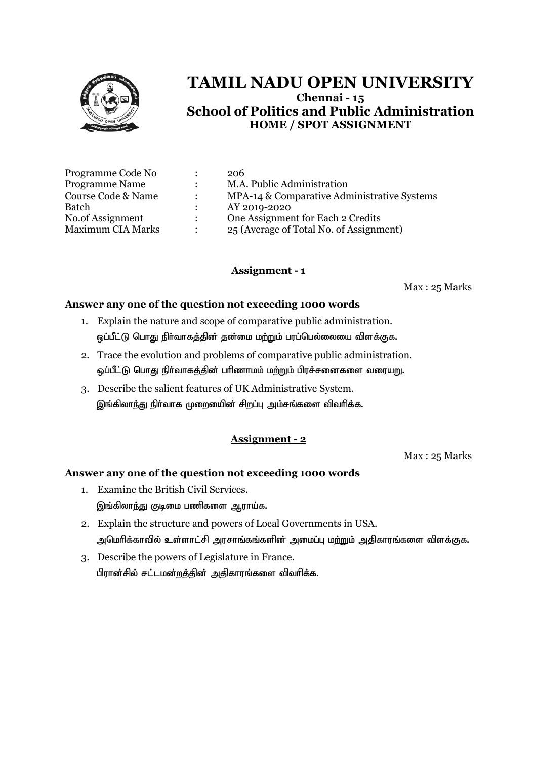# TAMIL NADU OPEN UNIVERSITY

**Chennai - 15**

## School of Politics and Public Administration

**HOME / SPOT ASSIGNMENT**

| | | |
|---|---|---|
| Programme Code No | : | 206 |
| Programme Name | : | M.A. Public Administration |
| Course Code & Name | : | MPA-14 & Comparative Administrative Systems |
| Batch | : | AY 2019-2020 |
| No.of Assignment | : | One Assignment for Each 2 Credits |
| Maximum CIA Marks | : | 25 (Average of Total No. of Assignment) |

### Assignment - 1

Max : 25 Marks

**Answer any one of the question not exceeding 1000 words**

1. Explain the nature and scope of comparative public administration.
   ஒப்பீட்டு பொது நிர்வாகத்தின் தன்மை மற்றும் பரப்பெல்லையை விளக்குக.
2. Trace the evolution and problems of comparative public administration.
   ஒப்பீட்டு பொது நிர்வாகத்தின் பரிணாமம் மற்றும் பிரச்சனைகளை வரையறு.
3. Describe the salient features of UK Administrative System.
   இங்கிலாந்து நிர்வாக முறையின் சிறப்பு அம்சங்களை விவரிக்க.

### Assignment - 2

Max : 25 Marks

**Answer any one of the question not exceeding 1000 words**

1. Examine the British Civil Services.
   இங்கிலாந்து குடிமை பணிகளை ஆராய்க.
2. Explain the structure and powers of Local Governments in USA.
   அமெரிக்காவில் உள்ளாட்சி அரசாங்கங்களின் அமைப்பு மற்றும் அதிகாரங்களை விளக்குக.
3. Describe the powers of Legislature in France.
   பிரான்சில் சட்டமன்றத்தின் அதிகாரங்களை விவரிக்க.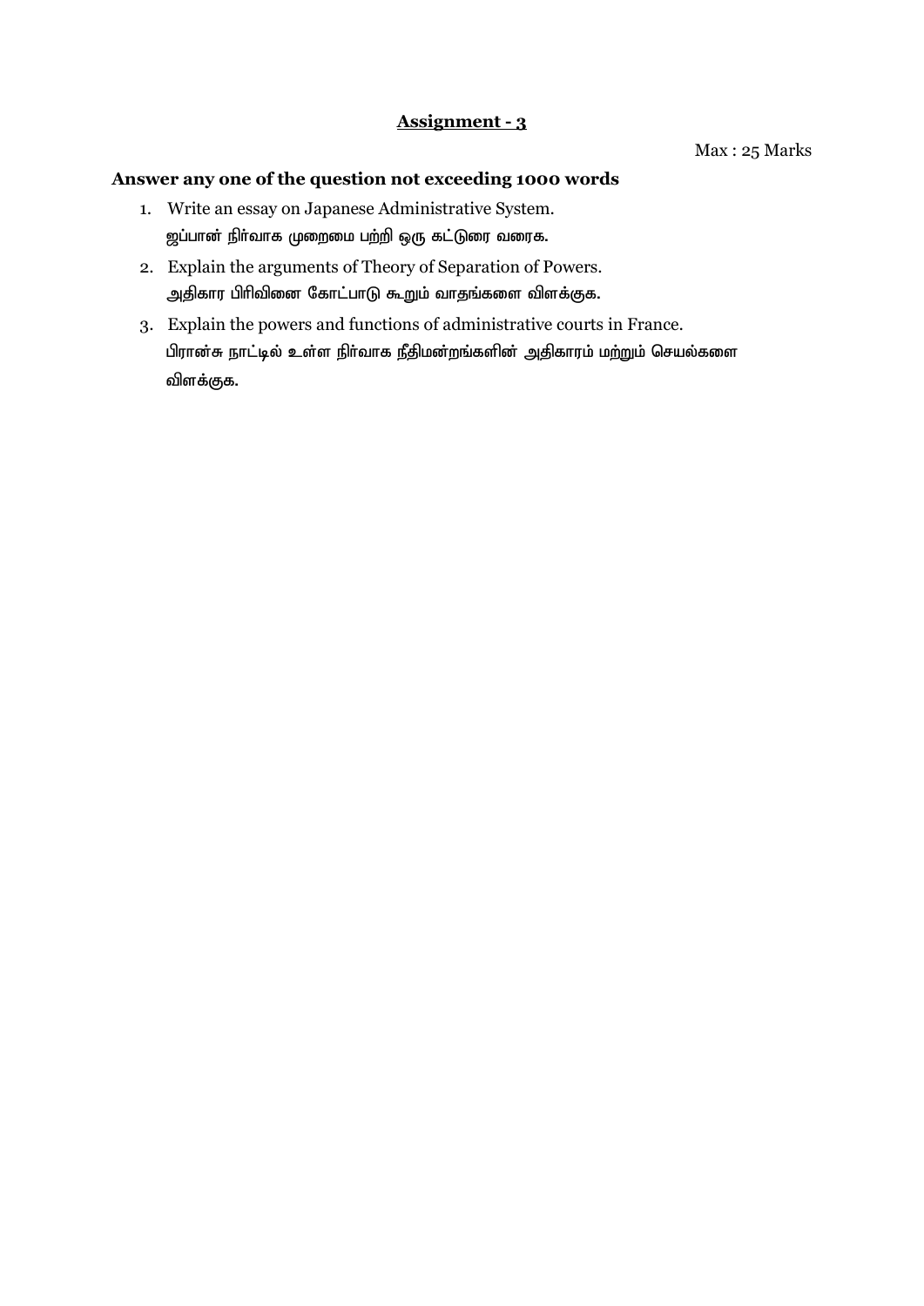## <u>Assignment - 3</u>

Max : 25 Marks

**Answer any one of the question not exceeding 1000 words**

1. Write an essay on Japanese Administrative System.
   **ஜப்பான் நிர்வாக முறைமை பற்றி ஒரு கட்டுரை வரைக.**
2. Explain the arguments of Theory of Separation of Powers.
   **அதிகார பிரிவினை கோட்பாடு கூறும் வாதங்களை விளக்குக.**
3. Explain the powers and functions of administrative courts in France.
   **பிரான்சு நாட்டில் உள்ள நிர்வாக நீதிமன்றங்களின் அதிகாரம் மற்றும் செயல்களை விளக்குக.**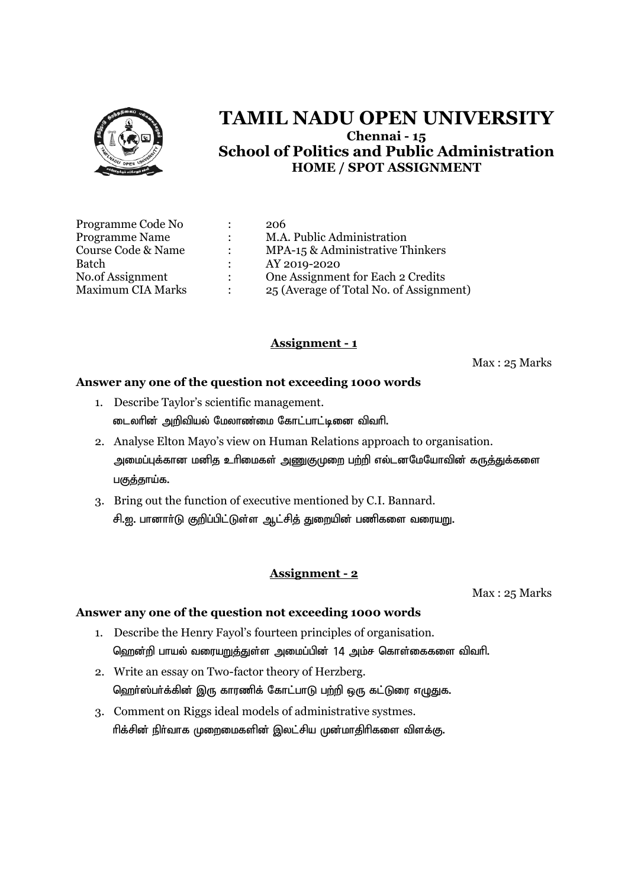# TAMIL NADU OPEN UNIVERSITY

**Chennai - 15**

## School of Politics and Public Administration

**HOME / SPOT ASSIGNMENT**

| | | |
|---|---|---|
| Programme Code No | : | 206 |
| Programme Name | : | M.A. Public Administration |
| Course Code & Name | : | MPA-15 & Administrative Thinkers |
| Batch | : | AY 2019-2020 |
| No.of Assignment | : | One Assignment for Each 2 Credits |
| Maximum CIA Marks | : | 25 (Average of Total No. of Assignment) |

### Assignment - 1

Max : 25 Marks

**Answer any one of the question not exceeding 1000 words**

1. Describe Taylor's scientific management.
   டைலரின் அறிவியல் மேலாண்மை கோட்பாட்டினை விவரி.
2. Analyse Elton Mayo's view on Human Relations approach to organisation.
   அமைப்புக்கான மனித உரிமைகள் அணுகுமுறை பற்றி எல்டனமேயோவின் கருத்துக்களை பகுத்தாய்க.
3. Bring out the function of executive mentioned by C.I. Bannard.
   சி.ஐ. பானார்டு குறிப்பிட்டுள்ள ஆட்சித் துறையின் பணிகளை வரையறு.

### Assignment - 2

Max : 25 Marks

**Answer any one of the question not exceeding 1000 words**

1. Describe the Henry Fayol's fourteen principles of organisation.
   ஹென்றி பாயல் வரையறுத்துள்ள அமைப்பின் 14 அம்ச கொள்கைகளை விவரி.
2. Write an essay on Two-factor theory of Herzberg.
   ஹெர்ஸ்பர்க்கின் இரு காரணிக் கோட்பாடு பற்றி ஒரு கட்டுரை எழுதுக.
3. Comment on Riggs ideal models of administrative systmes.
   ரிக்சின் நிர்வாக முறைமைகளின் இலட்சிய முன்மாதிரிகளை விளக்கு.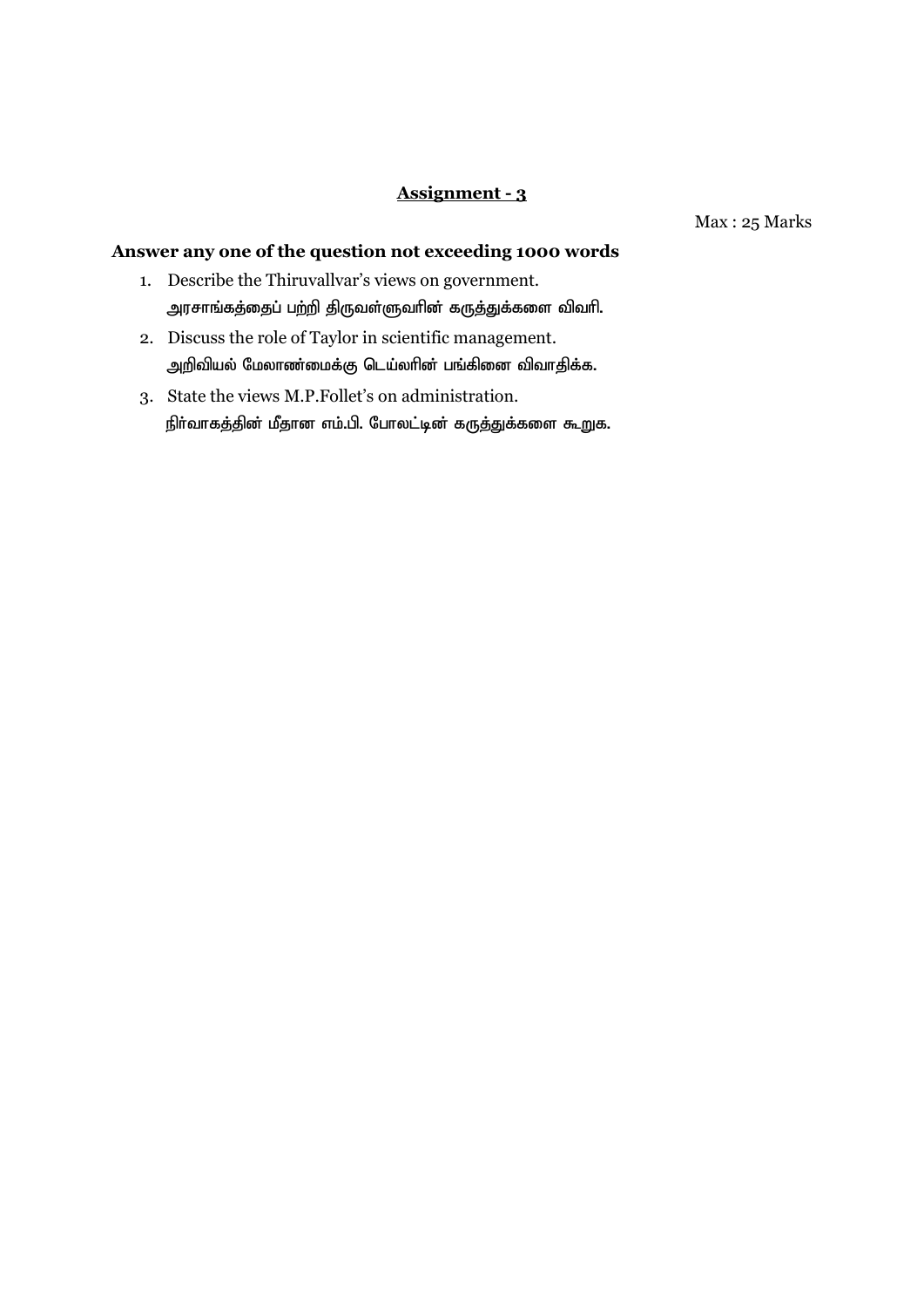## Assignment - 3

Max : 25 Marks

**Answer any one of the question not exceeding 1000 words**

1. Describe the Thiruvallvar's views on government.
   அரசாங்கத்தைப் பற்றி திருவள்ளுவரின் கருத்துக்களை விவரி.
2. Discuss the role of Taylor in scientific management.
   அறிவியல் மேலாண்மைக்கு டெய்லரின் பங்கினை விவாதிக்க.
3. State the views M.P.Follet's on administration.
   நிர்வாகத்தின் மீதான எம்.பி. போலட்டின் கருத்துக்களை கூறுக.